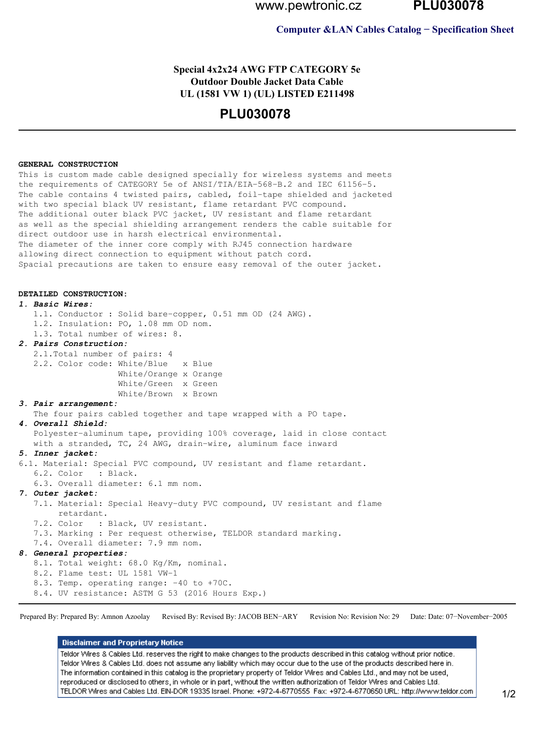Computer &LAN Cables Catalog − Specification Sheet

# Special 4x2x24 AWG FTP CATEGORY 5e
# Outdoor Double Jacket Data Cable
# UL (1581 VW 1) (UL) LISTED E211498

# PLU030078

---

**GENERAL CONSTRUCTION**

This is custom made cable designed specially for wireless systems and meets the requirements of CATEGORY 5e of ANSI/TIA/EIA-568-B.2 and IEC 61156-5.
The cable contains 4 twisted pairs, cabled, foil-tape shielded and jacketed with two special black UV resistant, flame retardant PVC compound.
The additional outer black PVC jacket, UV resistant and flame retardant as well as the special shielding arrangement renders the cable suitable for direct outdoor use in harsh electrical environmental.
The diameter of the inner core comply with RJ45 connection hardware allowing direct connection to equipment without patch cord.
Spacial precautions are taken to ensure easy removal of the outer jacket.

**DETAILED CONSTRUCTION:**

***1. Basic Wires:***

1.1. Conductor : Solid bare-copper, 0.51 mm OD (24 AWG).
1.2. Insulation: PO, 1.08 mm OD nom.
1.3. Total number of wires: 8.

***2. Pairs Construction:***

2.1.Total number of pairs: 4
2.2. Color code: White/Blue x Blue
White/Orange x Orange
White/Green x Green
White/Brown x Brown

***3. Pair arrangement:***

The four pairs cabled together and tape wrapped with a PO tape.

***4. Overall Shield:***

Polyester-aluminum tape, providing 100% coverage, laid in close contact with a stranded, TC, 24 AWG, drain-wire, aluminum face inward

***5. Inner jacket:***

6.1. Material: Special PVC compound, UV resistant and flame retardant.
6.2. Color : Black.
6.3. Overall diameter: 6.1 mm nom.

***7. Outer jacket:***

7.1. Material: Special Heavy-duty PVC compound, UV resistant and flame retardant.
7.2. Color : Black, UV resistant.
7.3. Marking : Per request otherwise, TELDOR standard marking.
7.4. Overall diameter: 7.9 mm nom.

***8. General properties:***

8.1. Total weight: 68.0 Kg/Km, nominal.
8.2. Flame test: UL 1581 VW-1
8.3. Temp. operating range: -40 to +70C.
8.4. UV resistance: ASTM G 53 (2016 Hours Exp.)

---

Prepared By: Prepared By: Amnon Azoolay    Revised By: Revised By: JACOB BEN−ARY    Revision No: Revision No: 29    Date: Date: 07−November−2005

**Disclaimer and Proprietary Notice**

Teldor Wires & Cables Ltd. reserves the right to make changes to the products described in this catalog without prior notice.
Teldor Wires & Cables Ltd. does not assume any liability which may occur due to the use of the products described here in.
The information contained in this catalog is the proprietary property of Teldor Wires and Cables Ltd., and may not be used, reproduced or disclosed to others, in whole or in part, without the written authorization of Teldor Wires and Cables Ltd.
TELDOR Wires and Cables Ltd. EIN-DOR 19335 Israel. Phone: +972-4-6770555 Fax: +972-4-6770650 URL: http://www.teldor.com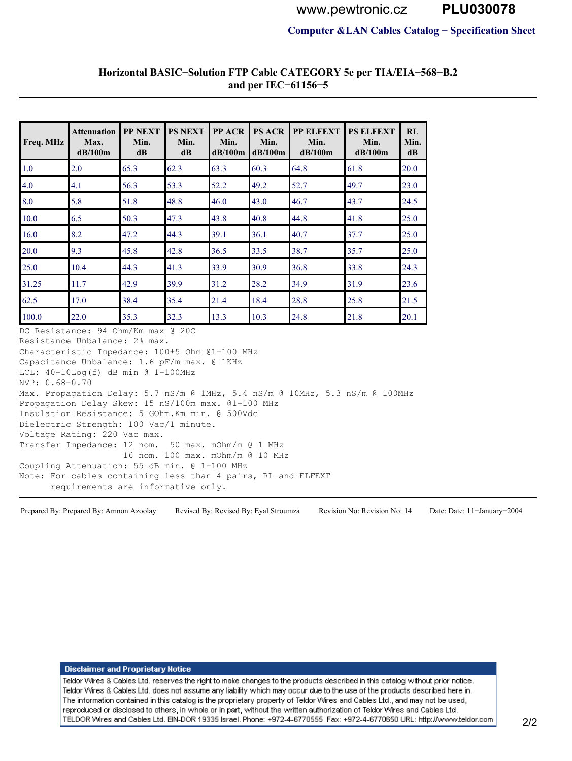**Horizontal BASIC−Solution FTP Cable CATEGORY 5e per TIA/EIA−568−B.2 and per IEC−61156−5**

| Freq. MHz | Attenuation Max. dB/100m | PP NEXT Min. dB | PS NEXT Min. dB | PP ACR Min. dB/100m | PS ACR Min. dB/100m | PP ELFEXT Min. dB/100m | PS ELFEXT Min. dB/100m | RL Min. dB |
|---|---|---|---|---|---|---|---|---|
| 1.0 | 2.0 | 65.3 | 62.3 | 63.3 | 60.3 | 64.8 | 61.8 | 20.0 |
| 4.0 | 4.1 | 56.3 | 53.3 | 52.2 | 49.2 | 52.7 | 49.7 | 23.0 |
| 8.0 | 5.8 | 51.8 | 48.8 | 46.0 | 43.0 | 46.7 | 43.7 | 24.5 |
| 10.0 | 6.5 | 50.3 | 47.3 | 43.8 | 40.8 | 44.8 | 41.8 | 25.0 |
| 16.0 | 8.2 | 47.2 | 44.3 | 39.1 | 36.1 | 40.7 | 37.7 | 25.0 |
| 20.0 | 9.3 | 45.8 | 42.8 | 36.5 | 33.5 | 38.7 | 35.7 | 25.0 |
| 25.0 | 10.4 | 44.3 | 41.3 | 33.9 | 30.9 | 36.8 | 33.8 | 24.3 |
| 31.25 | 11.7 | 42.9 | 39.9 | 31.2 | 28.2 | 34.9 | 31.9 | 23.6 |
| 62.5 | 17.0 | 38.4 | 35.4 | 21.4 | 18.4 | 28.8 | 25.8 | 21.5 |
| 100.0 | 22.0 | 35.3 | 32.3 | 13.3 | 10.3 | 24.8 | 21.8 | 20.1 |

```
DC Resistance: 94 Ohm/Km max @ 20C
Resistance Unbalance: 2% max.
Characteristic Impedance: 100±5 Ohm @1-100 MHz
Capacitance Unbalance: 1.6 pF/m max. @ 1KHz
LCL: 40-10Log(f) dB min @ 1-100MHz
NVP: 0.68-0.70
Max. Propagation Delay: 5.7 nS/m @ 1MHz, 5.4 nS/m @ 10MHz, 5.3 nS/m @ 100MHz
Propagation Delay Skew: 15 nS/100m max. @1-100 MHz
Insulation Resistance: 5 GOhm.Km min. @ 500Vdc
Dielectric Strength: 100 Vac/1 minute.
Voltage Rating: 220 Vac max.
Transfer Impedance: 12 nom.  50 max. mOhm/m @ 1 MHz
                    16 nom. 100 max. mOhm/m @ 10 MHz
Coupling Attenuation: 55 dB min. @ 1-100 MHz
Note: For cables containing less than 4 pairs, RL and ELFEXT
      requirements are informative only.
```

Prepared By: Prepared By: Amnon Azoolay    Revised By: Revised By: Eyal Stroumza    Revision No: Revision No: 14    Date: Date: 11−January−2004

**Disclaimer and Proprietary Notice**

Teldor Wires & Cables Ltd. reserves the right to make changes to the products described in this catalog without prior notice.
Teldor Wires & Cables Ltd. does not assume any liability which may occur due to the use of the products described here in.
The information contained in this catalog is the proprietary property of Teldor Wires and Cables Ltd., and may not be used, reproduced or disclosed to others, in whole or in part, without the written authorization of Teldor Wires and Cables Ltd.
TELDOR Wires and Cables Ltd. EIN-DOR 19335 Israel. Phone: +972-4-6770555 Fax: +972-4-6770650 URL: http://www.teldor.com